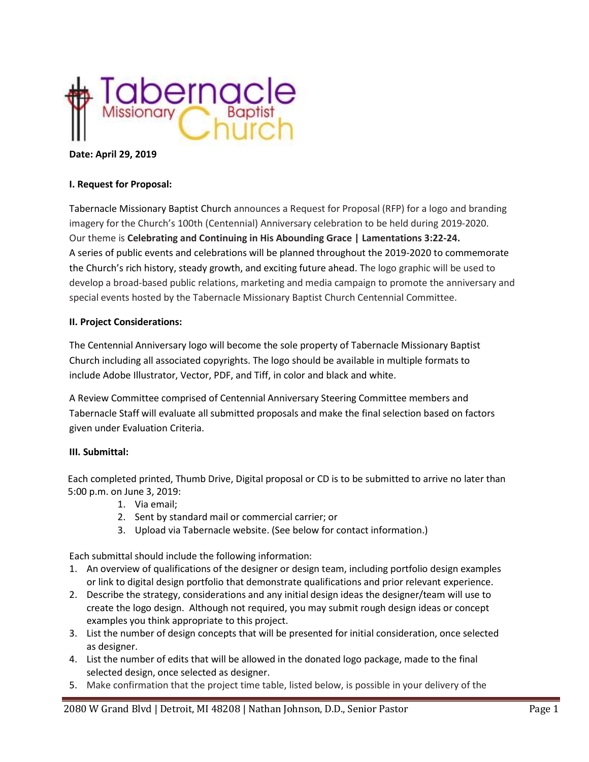**Date: April 29, 2019**

**I. Request for Proposal:**

Tabernacle Missionary Baptist Church announces a Request for Proposal (RFP) for a logo and branding imagery for the Church's 100th (Centennial) Anniversary celebration to be held during 2019-2020. Our theme is **Celebrating and Continuing in His Abounding Grace | Lamentations 3:22-24.** A series of public events and celebrations will be planned throughout the 2019-2020 to commemorate the Church's rich history, steady growth, and exciting future ahead. The logo graphic will be used to develop a broad-based public relations, marketing and media campaign to promote the anniversary and special events hosted by the Tabernacle Missionary Baptist Church Centennial Committee.

**II. Project Considerations:**

The Centennial Anniversary logo will become the sole property of Tabernacle Missionary Baptist Church including all associated copyrights. The logo should be available in multiple formats to include Adobe Illustrator, Vector, PDF, and Tiff, in color and black and white.

A Review Committee comprised of Centennial Anniversary Steering Committee members and Tabernacle Staff will evaluate all submitted proposals and make the final selection based on factors given under Evaluation Criteria.

**III. Submittal:**

Each completed printed, Thumb Drive, Digital proposal or CD is to be submitted to arrive no later than 5:00 p.m. on June 3, 2019:

1. Via email;
2. Sent by standard mail or commercial carrier; or
3. Upload via Tabernacle website. (See below for contact information.)

Each submittal should include the following information:

1. An overview of qualifications of the designer or design team, including portfolio design examples or link to digital design portfolio that demonstrate qualifications and prior relevant experience.
2. Describe the strategy, considerations and any initial design ideas the designer/team will use to create the logo design. Although not required, you may submit rough design ideas or concept examples you think appropriate to this project.
3. List the number of design concepts that will be presented for initial consideration, once selected as designer.
4. List the number of edits that will be allowed in the donated logo package, made to the final selected design, once selected as designer.
5. Make confirmation that the project time table, listed below, is possible in your delivery of the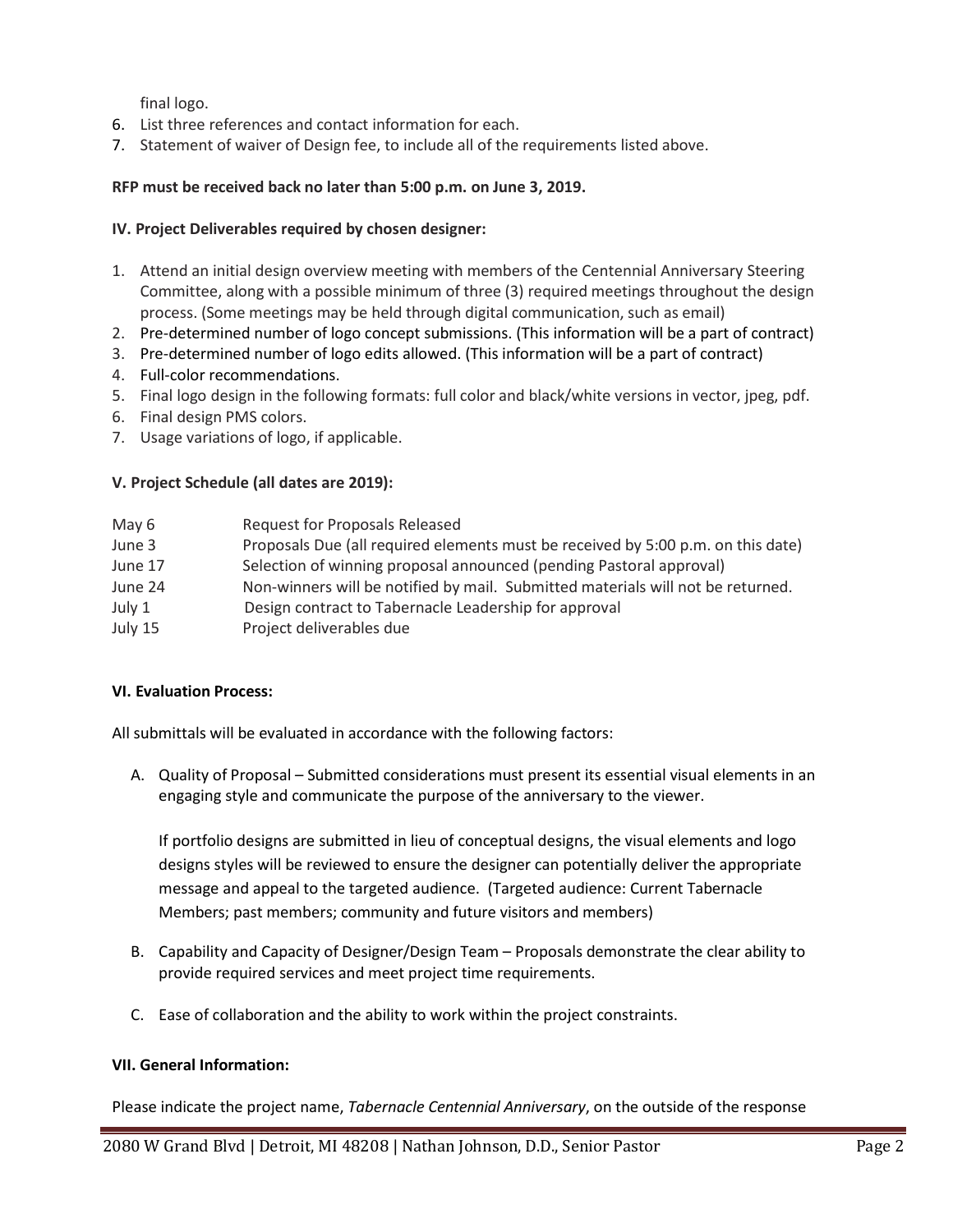final logo.

6. List three references and contact information for each.
7. Statement of waiver of Design fee, to include all of the requirements listed above.

**RFP must be received back no later than 5:00 p.m. on June 3, 2019.**

**IV. Project Deliverables required by chosen designer:**

1. Attend an initial design overview meeting with members of the Centennial Anniversary Steering Committee, along with a possible minimum of three (3) required meetings throughout the design process. (Some meetings may be held through digital communication, such as email)
2. Pre-determined number of logo concept submissions. (This information will be a part of contract)
3. Pre-determined number of logo edits allowed. (This information will be a part of contract)
4. Full-color recommendations.
5. Final logo design in the following formats: full color and black/white versions in vector, jpeg, pdf.
6. Final design PMS colors.
7. Usage variations of logo, if applicable.

**V. Project Schedule (all dates are 2019):**

| | |
|---|---|
| May 6 | Request for Proposals Released |
| June 3 | Proposals Due (all required elements must be received by 5:00 p.m. on this date) |
| June 17 | Selection of winning proposal announced (pending Pastoral approval) |
| June 24 | Non-winners will be notified by mail. Submitted materials will not be returned. |
| July 1 | Design contract to Tabernacle Leadership for approval |
| July 15 | Project deliverables due |

**VI. Evaluation Process:**

All submittals will be evaluated in accordance with the following factors:

A. Quality of Proposal – Submitted considerations must present its essential visual elements in an engaging style and communicate the purpose of the anniversary to the viewer.

   If portfolio designs are submitted in lieu of conceptual designs, the visual elements and logo designs styles will be reviewed to ensure the designer can potentially deliver the appropriate message and appeal to the targeted audience. (Targeted audience: Current Tabernacle Members; past members; community and future visitors and members)

B. Capability and Capacity of Designer/Design Team – Proposals demonstrate the clear ability to provide required services and meet project time requirements.

C. Ease of collaboration and the ability to work within the project constraints.

**VII. General Information:**

Please indicate the project name, *Tabernacle Centennial Anniversary*, on the outside of the response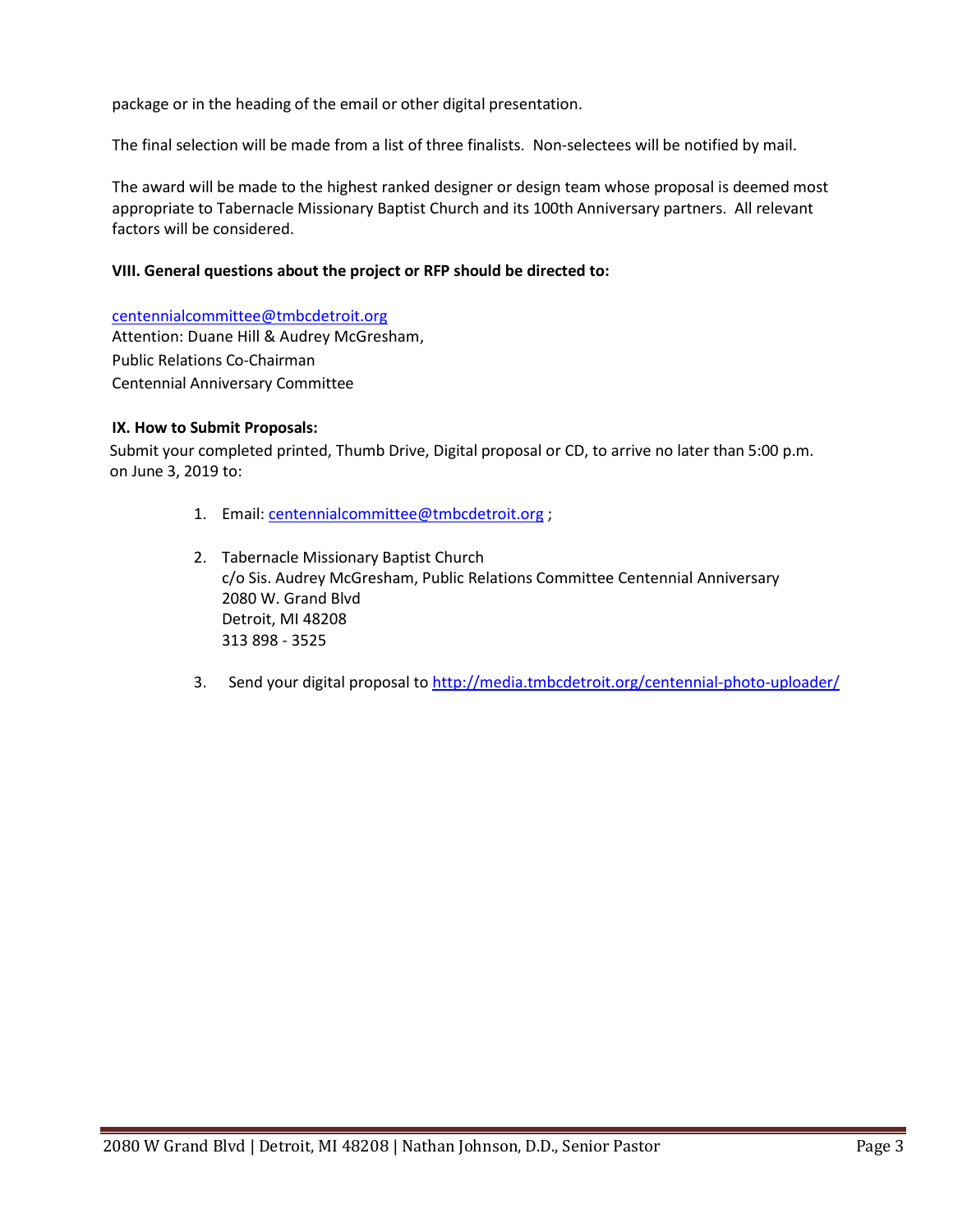package or in the heading of the email or other digital presentation.

The final selection will be made from a list of three finalists. Non-selectees will be notified by mail.

The award will be made to the highest ranked designer or design team whose proposal is deemed most appropriate to Tabernacle Missionary Baptist Church and its 100th Anniversary partners. All relevant factors will be considered.

**VIII. General questions about the project or RFP should be directed to:**

centennialcommittee@tmbcdetroit.org
Attention: Duane Hill & Audrey McGresham,
Public Relations Co-Chairman
Centennial Anniversary Committee

**IX. How to Submit Proposals:**

Submit your completed printed, Thumb Drive, Digital proposal or CD, to arrive no later than 5:00 p.m. on June 3, 2019 to:

1. Email: centennialcommittee@tmbcdetroit.org ;

2. Tabernacle Missionary Baptist Church
   c/o Sis. Audrey McGresham, Public Relations Committee Centennial Anniversary
   2080 W. Grand Blvd
   Detroit, MI 48208
   313 898 - 3525

3. Send your digital proposal to http://media.tmbcdetroit.org/centennial-photo-uploader/